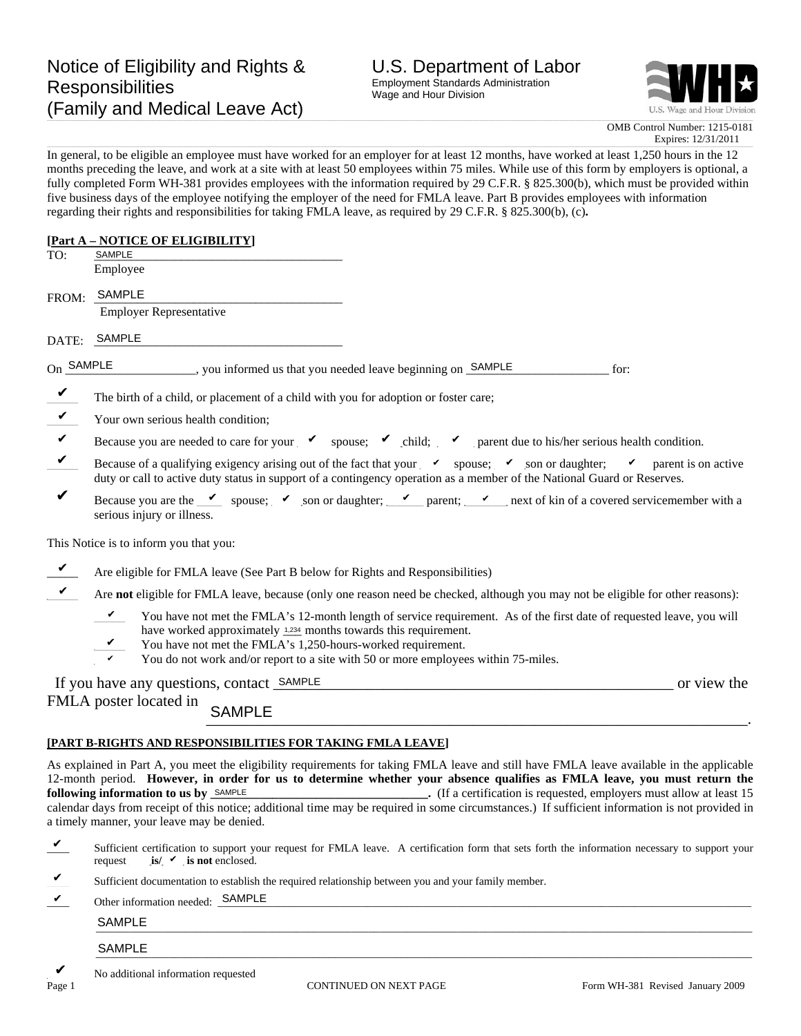# Notice of Eligibility and Rights & Responsibilities (Family and Medical Leave Act)

**U.S. Department of Labor**
Employment Standards Administration
Wage and Hour Division

OMB Control Number: 1215-0181
Expires: 12/31/2011

In general, to be eligible an employee must have worked for an employer for at least 12 months, have worked at least 1,250 hours in the 12 months preceding the leave, and work at a site with at least 50 employees within 75 miles. While use of this form by employers is optional, a fully completed Form WH-381 provides employees with the information required by 29 C.F.R. § 825.300(b), which must be provided within five business days of the employee notifying the employer of the need for FMLA leave. Part B provides employees with information regarding their rights and responsibilities for taking FMLA leave, as required by 29 C.F.R. § 825.300(b), (c)**.**

**[Part A – NOTICE OF ELIGIBILITY]**

TO: SAMPLE
Employee

FROM: SAMPLE
Employer Representative

DATE: SAMPLE

On SAMPLE, you informed us that you needed leave beginning on SAMPLE for:

- ✔ The birth of a child, or placement of a child with you for adoption or foster care;
- ✔ Your own serious health condition;
- ✔ Because you are needed to care for your ✔ spouse; ✔ child; ✔ parent due to his/her serious health condition.
- ✔ Because of a qualifying exigency arising out of the fact that your ✔ spouse; ✔ son or daughter; ✔ parent is on active duty or call to active duty status in support of a contingency operation as a member of the National Guard or Reserves.
- ✔ Because you are the ✔ spouse; ✔ son or daughter; ✔ parent; ✔ next of kin of a covered servicemember with a serious injury or illness.

This Notice is to inform you that you:

- ✔ Are eligible for FMLA leave (See Part B below for Rights and Responsibilities)
- ✔ Are **not** eligible for FMLA leave, because (only one reason need be checked, although you may not be eligible for other reasons):
  - ✔ You have not met the FMLA's 12-month length of service requirement. As of the first date of requested leave, you will have worked approximately 1,234 months towards this requirement.
  - ✔ You have not met the FMLA's 1,250-hours-worked requirement.
  - ✔ You do not work and/or report to a site with 50 or more employees within 75-miles.

If you have any questions, contact SAMPLE or view the FMLA poster located in SAMPLE.

**[PART B-RIGHTS AND RESPONSIBILITIES FOR TAKING FMLA LEAVE]**

As explained in Part A, you meet the eligibility requirements for taking FMLA leave and still have FMLA leave available in the applicable 12-month period. **However, in order for us to determine whether your absence qualifies as FMLA leave, you must return the following information to us by** SAMPLE**.** (If a certification is requested, employers must allow at least 15 calendar days from receipt of this notice; additional time may be required in some circumstances.) If sufficient information is not provided in a timely manner, your leave may be denied.

- ✔ Sufficient certification to support your request for FMLA leave. A certification form that sets forth the information necessary to support your request **is**/ ✔ **is not** enclosed.
- ✔ Sufficient documentation to establish the required relationship between you and your family member.
- ✔ Other information needed: SAMPLE
  SAMPLE
  SAMPLE
- ✔ No additional information requested

CONTINUED ON NEXT PAGE

Form WH-381 Revised January 2009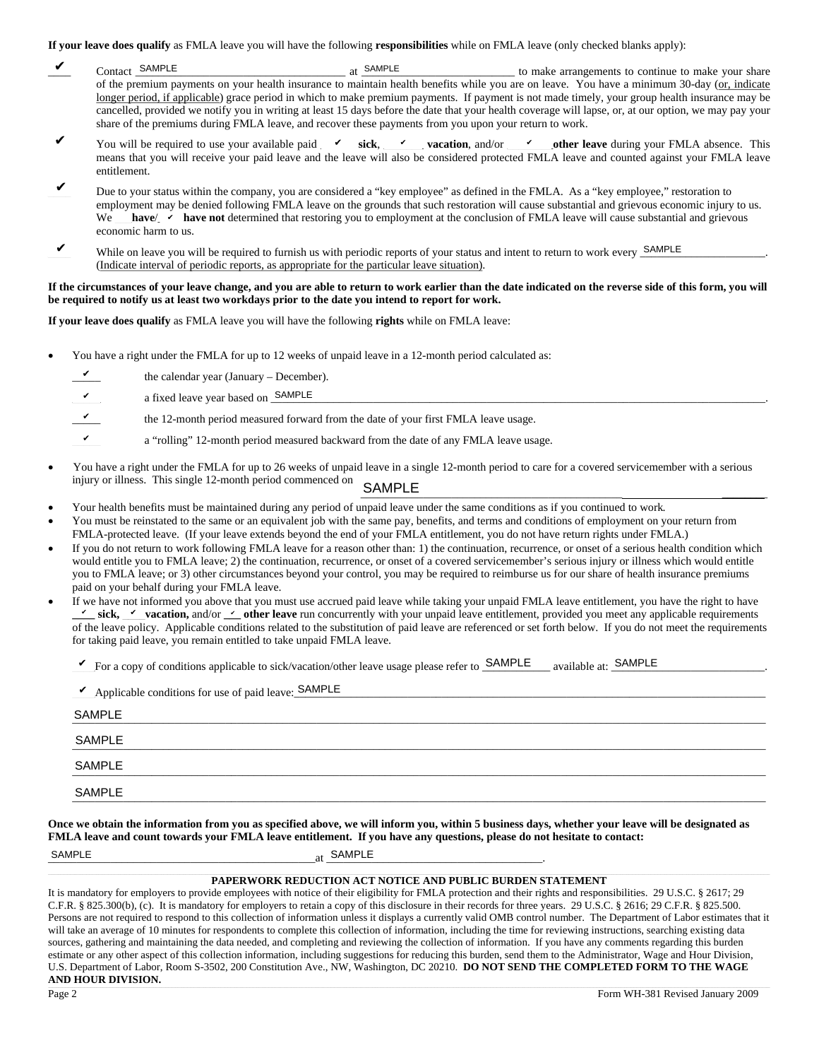**If your leave does qualify** as FMLA leave you will have the following **responsibilities** while on FMLA leave (only checked blanks apply):

✔ Contact SAMPLE at SAMPLE to make arrangements to continue to make your share of the premium payments on your health insurance to maintain health benefits while you are on leave. You have a minimum 30-day (or, indicate longer period, if applicable) grace period in which to make premium payments. If payment is not made timely, your group health insurance may be cancelled, provided we notify you in writing at least 15 days before the date that your health coverage will lapse, or, at our option, we may pay your share of the premiums during FMLA leave, and recover these payments from you upon your return to work.

✔ You will be required to use your available paid ✔ **sick**, ✔ **vacation**, and/or ✔ **other leave** during your FMLA absence. This means that you will receive your paid leave and the leave will also be considered protected FMLA leave and counted against your FMLA leave entitlement.

✔ Due to your status within the company, you are considered a "key employee" as defined in the FMLA. As a "key employee," restoration to employment may be denied following FMLA leave on the grounds that such restoration will cause substantial and grievous economic injury to us. We ___ **have**/ ✔ **have not** determined that restoring you to employment at the conclusion of FMLA leave will cause substantial and grievous economic harm to us.

✔ While on leave you will be required to furnish us with periodic reports of your status and intent to return to work every SAMPLE. (Indicate interval of periodic reports, as appropriate for the particular leave situation).

**If the circumstances of your leave change, and you are able to return to work earlier than the date indicated on the reverse side of this form, you will be required to notify us at least two workdays prior to the date you intend to report for work.**

**If your leave does qualify** as FMLA leave you will have the following **rights** while on FMLA leave:

- You have a right under the FMLA for up to 12 weeks of unpaid leave in a 12-month period calculated as:
  - ✔ the calendar year (January – December).
  - ✔ a fixed leave year based on SAMPLE.
  - ✔ the 12-month period measured forward from the date of your first FMLA leave usage.
  - ✔ a "rolling" 12-month period measured backward from the date of any FMLA leave usage.
- You have a right under the FMLA for up to 26 weeks of unpaid leave in a single 12-month period to care for a covered servicemember with a serious injury or illness. This single 12-month period commenced on SAMPLE.
- Your health benefits must be maintained during any period of unpaid leave under the same conditions as if you continued to work.
- You must be reinstated to the same or an equivalent job with the same pay, benefits, and terms and conditions of employment on your return from FMLA-protected leave. (If your leave extends beyond the end of your FMLA entitlement, you do not have return rights under FMLA.)
- If you do not return to work following FMLA leave for a reason other than: 1) the continuation, recurrence, or onset of a serious health condition which would entitle you to FMLA leave; 2) the continuation, recurrence, or onset of a covered servicemember's serious injury or illness which would entitle you to FMLA leave; or 3) other circumstances beyond your control, you may be required to reimburse us for our share of health insurance premiums paid on your behalf during your FMLA leave.
- If we have not informed you above that you must use accrued paid leave while taking your unpaid FMLA leave entitlement, you have the right to have ✔ **sick,** ✔ **vacation,** and/or ✔ **other leave** run concurrently with your unpaid leave entitlement, provided you meet any applicable requirements of the leave policy. Applicable conditions related to the substitution of paid leave are referenced or set forth below. If you do not meet the requirements for taking paid leave, you remain entitled to take unpaid FMLA leave.

✔ For a copy of conditions applicable to sick/vacation/other leave usage please refer to SAMPLE available at: SAMPLE.

✔ Applicable conditions for use of paid leave: SAMPLE

SAMPLE

SAMPLE

SAMPLE

SAMPLE

**Once we obtain the information from you as specified above, we will inform you, within 5 business days, whether your leave will be designated as FMLA leave and count towards your FMLA leave entitlement. If you have any questions, please do not hesitate to contact:**

SAMPLE at SAMPLE.

**PAPERWORK REDUCTION ACT NOTICE AND PUBLIC BURDEN STATEMENT**

It is mandatory for employers to provide employees with notice of their eligibility for FMLA protection and their rights and responsibilities. 29 U.S.C. § 2617; 29 C.F.R. § 825.300(b), (c). It is mandatory for employers to retain a copy of this disclosure in their records for three years. 29 U.S.C. § 2616; 29 C.F.R. § 825.500. Persons are not required to respond to this collection of information unless it displays a currently valid OMB control number. The Department of Labor estimates that it will take an average of 10 minutes for respondents to complete this collection of information, including the time for reviewing instructions, searching existing data sources, gathering and maintaining the data needed, and completing and reviewing the collection of information. If you have any comments regarding this burden estimate or any other aspect of this collection information, including suggestions for reducing this burden, send them to the Administrator, Wage and Hour Division, U.S. Department of Labor, Room S-3502, 200 Constitution Ave., NW, Washington, DC 20210. **DO NOT SEND THE COMPLETED FORM TO THE WAGE AND HOUR DIVISION.**

Form WH-381 Revised January 2009